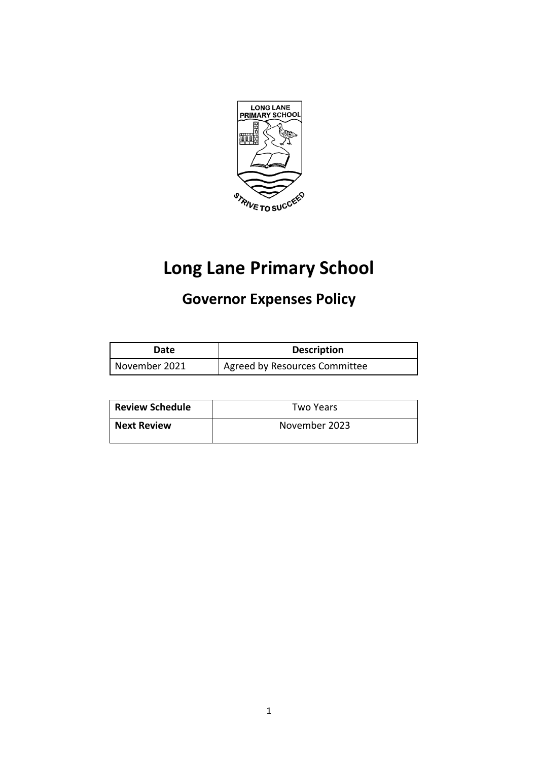# Long Lane Primary School

## Governor Expenses Policy

| Date | Description |
|---|---|
| November 2021 | Agreed by Resources Committee |

| Review Schedule | Two Years |
|---|---|
| Next Review | November 2023 |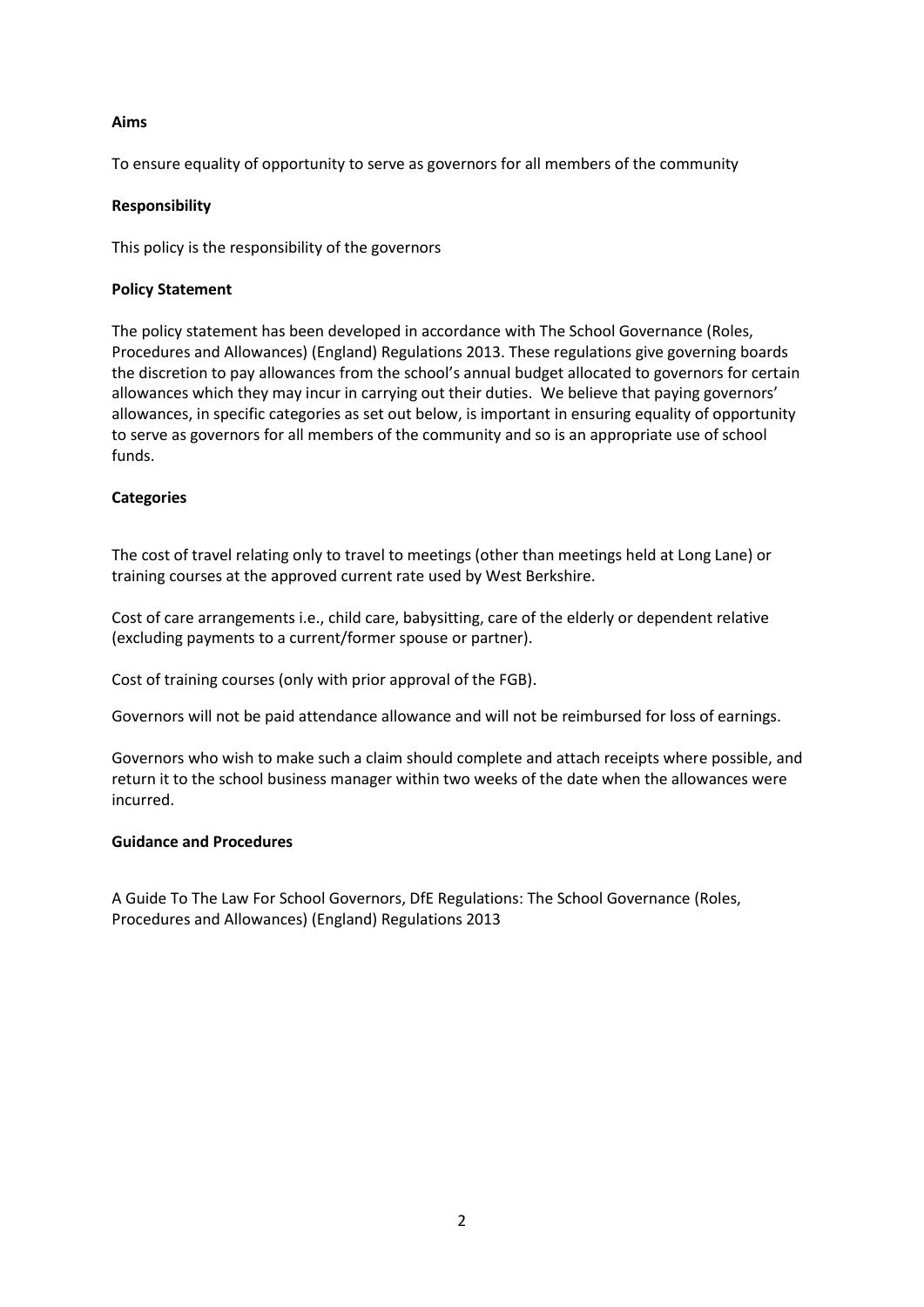**Aims**

To ensure equality of opportunity to serve as governors for all members of the community

**Responsibility**

This policy is the responsibility of the governors

**Policy Statement**

The policy statement has been developed in accordance with The School Governance (Roles, Procedures and Allowances) (England) Regulations 2013. These regulations give governing boards the discretion to pay allowances from the school's annual budget allocated to governors for certain allowances which they may incur in carrying out their duties. We believe that paying governors' allowances, in specific categories as set out below, is important in ensuring equality of opportunity to serve as governors for all members of the community and so is an appropriate use of school funds.

**Categories**

The cost of travel relating only to travel to meetings (other than meetings held at Long Lane) or training courses at the approved current rate used by West Berkshire.

Cost of care arrangements i.e., child care, babysitting, care of the elderly or dependent relative (excluding payments to a current/former spouse or partner).

Cost of training courses (only with prior approval of the FGB).

Governors will not be paid attendance allowance and will not be reimbursed for loss of earnings.

Governors who wish to make such a claim should complete and attach receipts where possible, and return it to the school business manager within two weeks of the date when the allowances were incurred.

**Guidance and Procedures**

A Guide To The Law For School Governors, DfE Regulations: The School Governance (Roles, Procedures and Allowances) (England) Regulations 2013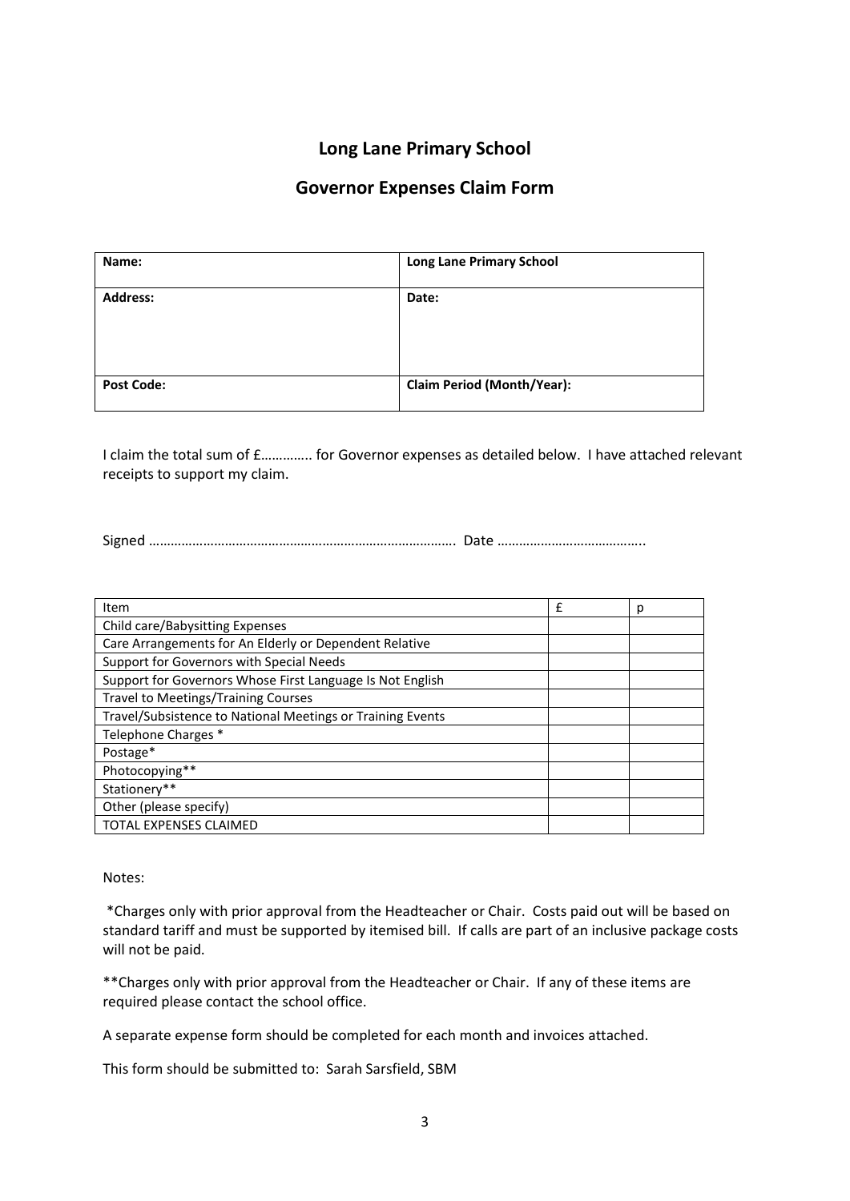# Long Lane Primary School

## Governor Expenses Claim Form

| | |
|---|---|
| **Name:** | **Long Lane Primary School** |
| **Address:** | **Date:** |
| **Post Code:** | **Claim Period (Month/Year):** |

I claim the total sum of £………….. for Governor expenses as detailed below. I have attached relevant receipts to support my claim.

Signed ………………………………………………………………………. Date …………………………………..

| Item | £ | p |
|---|---|---|
| Child care/Babysitting Expenses | | |
| Care Arrangements For An Elderly or Dependent Relative | | |
| Support for Governors with Special Needs | | |
| Support for Governors Whose First Language Is Not English | | |
| Travel to Meetings/Training Courses | | |
| Travel/Subsistence to National Meetings or Training Events | | |
| Telephone Charges * | | |
| Postage* | | |
| Photocopying** | | |
| Stationery** | | |
| Other (please specify) | | |
| TOTAL EXPENSES CLAIMED | | |

Notes:

*Charges only with prior approval from the Headteacher or Chair. Costs paid out will be based on standard tariff and must be supported by itemised bill. If calls are part of an inclusive package costs will not be paid.

**Charges only with prior approval from the Headteacher or Chair. If any of these items are required please contact the school office.

A separate expense form should be completed for each month and invoices attached.

This form should be submitted to: Sarah Sarsfield, SBM